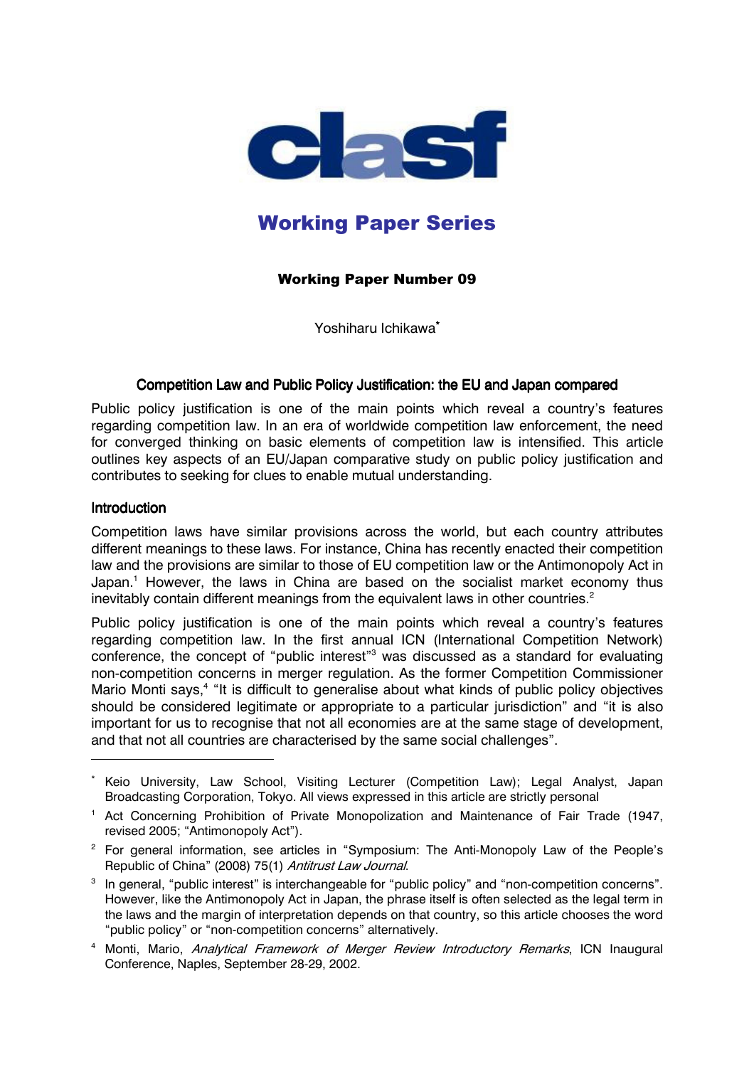clasf

# Working Paper Series

**Working Paper Number 09**

Yoshiharu Ichikawa[*]

## Competition Law and Public Policy Justification: the EU and Japan compared

Public policy justification is one of the main points which reveal a country's features regarding competition law. In an era of worldwide competition law enforcement, the need for converged thinking on basic elements of competition law is intensified. This article outlines key aspects of an EU/Japan comparative study on public policy justification and contributes to seeking for clues to enable mutual understanding.

## Introduction

Competition laws have similar provisions across the world, but each country attributes different meanings to these laws. For instance, China has recently enacted their competition law and the provisions are similar to those of EU competition law or the Antimonopoly Act in Japan.[1] However, the laws in China are based on the socialist market economy thus inevitably contain different meanings from the equivalent laws in other countries.[2]

Public policy justification is one of the main points which reveal a country's features regarding competition law. In the first annual ICN (International Competition Network) conference, the concept of "public interest"[3] was discussed as a standard for evaluating non-competition concerns in merger regulation. As the former Competition Commissioner Mario Monti says,[4] "It is difficult to generalise about what kinds of public policy objectives should be considered legitimate or appropriate to a particular jurisdiction" and "it is also important for us to recognise that not all economies are at the same stage of development, and that not all countries are characterised by the same social challenges".

---

[*] Keio University, Law School, Visiting Lecturer (Competition Law); Legal Analyst, Japan Broadcasting Corporation, Tokyo. All views expressed in this article are strictly personal

[1] Act Concerning Prohibition of Private Monopolization and Maintenance of Fair Trade (1947, revised 2005; "Antimonopoly Act").

[2] For general information, see articles in "Symposium: The Anti-Monopoly Law of the People's Republic of China" (2008) 75(1) *Antitrust Law Journal*.

[3] In general, "public interest" is interchangeable for "public policy" and "non-competition concerns". However, like the Antimonopoly Act in Japan, the phrase itself is often selected as the legal term in the laws and the margin of interpretation depends on that country, so this article chooses the word "public policy" or "non-competition concerns" alternatively.

[4] Monti, Mario, *Analytical Framework of Merger Review Introductory Remarks*, ICN Inaugural Conference, Naples, September 28-29, 2002.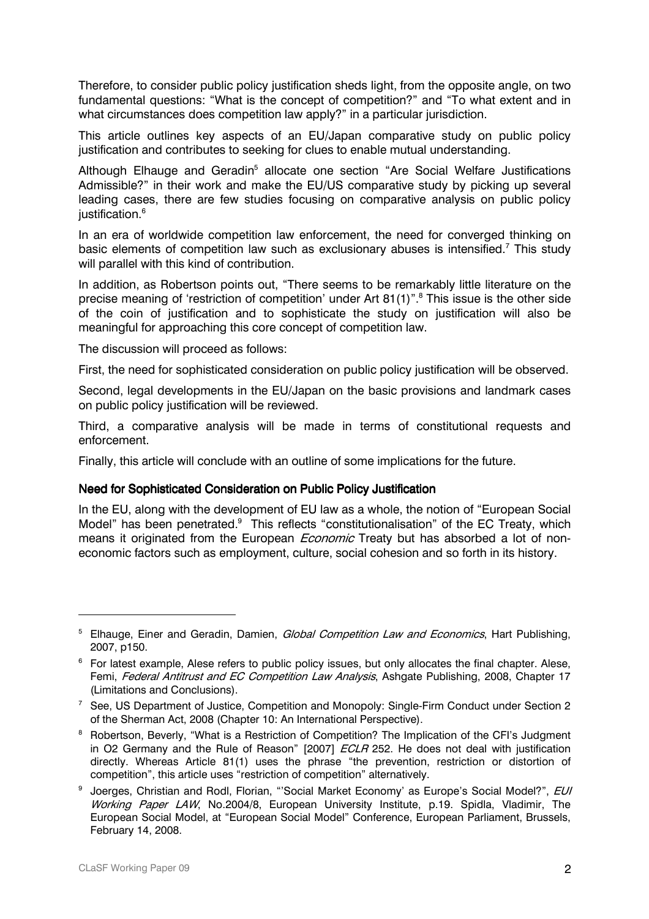Therefore, to consider public policy justification sheds light, from the opposite angle, on two fundamental questions: "What is the concept of competition?" and "To what extent and in what circumstances does competition law apply?" in a particular jurisdiction.

This article outlines key aspects of an EU/Japan comparative study on public policy justification and contributes to seeking for clues to enable mutual understanding.

Although Elhauge and Geradin[5] allocate one section "Are Social Welfare Justifications Admissible?" in their work and make the EU/US comparative study by picking up several leading cases, there are few studies focusing on comparative analysis on public policy justification.[6]

In an era of worldwide competition law enforcement, the need for converged thinking on basic elements of competition law such as exclusionary abuses is intensified.[7] This study will parallel with this kind of contribution.

In addition, as Robertson points out, "There seems to be remarkably little literature on the precise meaning of 'restriction of competition' under Art 81(1)".[8] This issue is the other side of the coin of justification and to sophisticate the study on justification will also be meaningful for approaching this core concept of competition law.

The discussion will proceed as follows:

First, the need for sophisticated consideration on public policy justification will be observed.

Second, legal developments in the EU/Japan on the basic provisions and landmark cases on public policy justification will be reviewed.

Third, a comparative analysis will be made in terms of constitutional requests and enforcement.

Finally, this article will conclude with an outline of some implications for the future.

## Need for Sophisticated Consideration on Public Policy Justification

In the EU, along with the development of EU law as a whole, the notion of "European Social Model" has been penetrated.[9] This reflects "constitutionalisation" of the EC Treaty, which means it originated from the European *Economic* Treaty but has absorbed a lot of non-economic factors such as employment, culture, social cohesion and so forth in its history.

---

[5] Elhauge, Einer and Geradin, Damien, *Global Competition Law and Economics*, Hart Publishing, 2007, p150.

[6] For latest example, Alese refers to public policy issues, but only allocates the final chapter. Alese, Femi, *Federal Antitrust and EC Competition Law Analysis*, Ashgate Publishing, 2008, Chapter 17 (Limitations and Conclusions).

[7] See, US Department of Justice, Competition and Monopoly: Single-Firm Conduct under Section 2 of the Sherman Act, 2008 (Chapter 10: An International Perspective).

[8] Robertson, Beverly, "What is a Restriction of Competition? The Implication of the CFI's Judgment in O2 Germany and the Rule of Reason" [2007] *ECLR* 252. He does not deal with justification directly. Whereas Article 81(1) uses the phrase "the prevention, restriction or distortion of competition", this article uses "restriction of competition" alternatively.

[9] Joerges, Christian and Rodl, Florian, "'Social Market Economy' as Europe's Social Model?", *EUI Working Paper LAW*, No.2004/8, European University Institute, p.19. Spidla, Vladimir, The European Social Model, at "European Social Model" Conference, European Parliament, Brussels, February 14, 2008.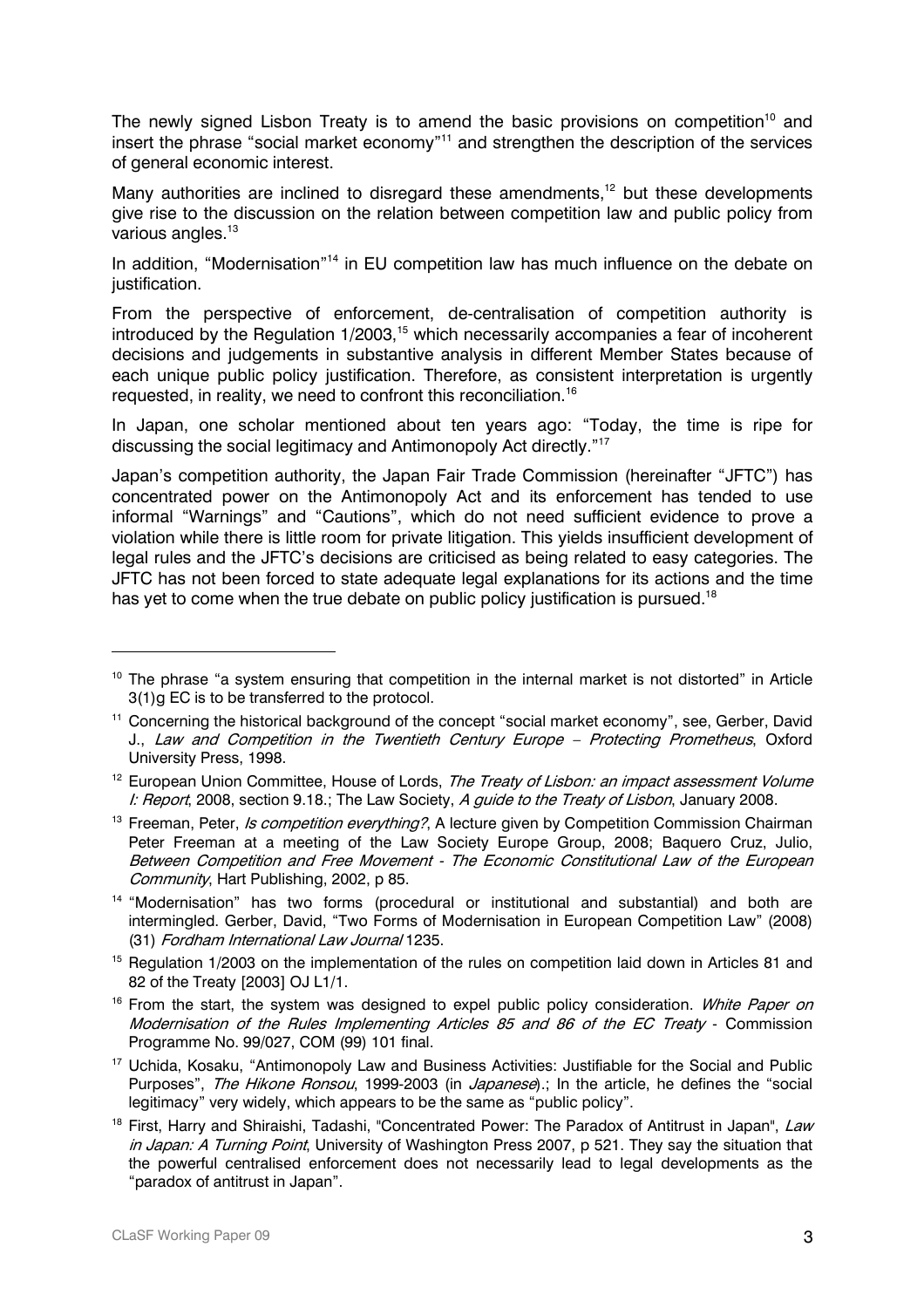The newly signed Lisbon Treaty is to amend the basic provisions on competition[10] and insert the phrase "social market economy"[11] and strengthen the description of the services of general economic interest.

Many authorities are inclined to disregard these amendments,[12] but these developments give rise to the discussion on the relation between competition law and public policy from various angles.[13]

In addition, "Modernisation"[14] in EU competition law has much influence on the debate on justification.

From the perspective of enforcement, de-centralisation of competition authority is introduced by the Regulation 1/2003,[15] which necessarily accompanies a fear of incoherent decisions and judgements in substantive analysis in different Member States because of each unique public policy justification. Therefore, as consistent interpretation is urgently requested, in reality, we need to confront this reconciliation.[16]

In Japan, one scholar mentioned about ten years ago: "Today, the time is ripe for discussing the social legitimacy and Antimonopoly Act directly."[17]

Japan's competition authority, the Japan Fair Trade Commission (hereinafter "JFTC") has concentrated power on the Antimonopoly Act and its enforcement has tended to use informal "Warnings" and "Cautions", which do not need sufficient evidence to prove a violation while there is little room for private litigation. This yields insufficient development of legal rules and the JFTC's decisions are criticised as being related to easy categories. The JFTC has not been forced to state adequate legal explanations for its actions and the time has yet to come when the true debate on public policy justification is pursued.[18]

---

[10] The phrase "a system ensuring that competition in the internal market is not distorted" in Article 3(1)g EC is to be transferred to the protocol.

[11] Concerning the historical background of the concept "social market economy", see, Gerber, David J., *Law and Competition in the Twentieth Century Europe – Protecting Prometheus*, Oxford University Press, 1998.

[12] European Union Committee, House of Lords, *The Treaty of Lisbon: an impact assessment Volume I: Report*, 2008, section 9.18.; The Law Society, *A guide to the Treaty of Lisbon*, January 2008.

[13] Freeman, Peter, *Is competition everything?*, A lecture given by Competition Commission Chairman Peter Freeman at a meeting of the Law Society Europe Group, 2008; Baquero Cruz, Julio, *Between Competition and Free Movement - The Economic Constitutional Law of the European Community*, Hart Publishing, 2002, p 85.

[14] "Modernisation" has two forms (procedural or institutional and substantial) and both are intermingled. Gerber, David, "Two Forms of Modernisation in European Competition Law" (2008) (31) *Fordham International Law Journal* 1235.

[15] Regulation 1/2003 on the implementation of the rules on competition laid down in Articles 81 and 82 of the Treaty [2003] OJ L1/1.

[16] From the start, the system was designed to expel public policy consideration. *White Paper on Modernisation of the Rules Implementing Articles 85 and 86 of the EC Treaty* - Commission Programme No. 99/027, COM (99) 101 final.

[17] Uchida, Kosaku, "Antimonopoly Law and Business Activities: Justifiable for the Social and Public Purposes", *The Hikone Ronsou*, 1999-2003 (in *Japanese*).; In the article, he defines the "social legitimacy" very widely, which appears to be the same as "public policy".

[18] First, Harry and Shiraishi, Tadashi, "Concentrated Power: The Paradox of Antitrust in Japan", *Law in Japan: A Turning Point*, University of Washington Press 2007, p 521. They say the situation that the powerful centralised enforcement does not necessarily lead to legal developments as the "paradox of antitrust in Japan".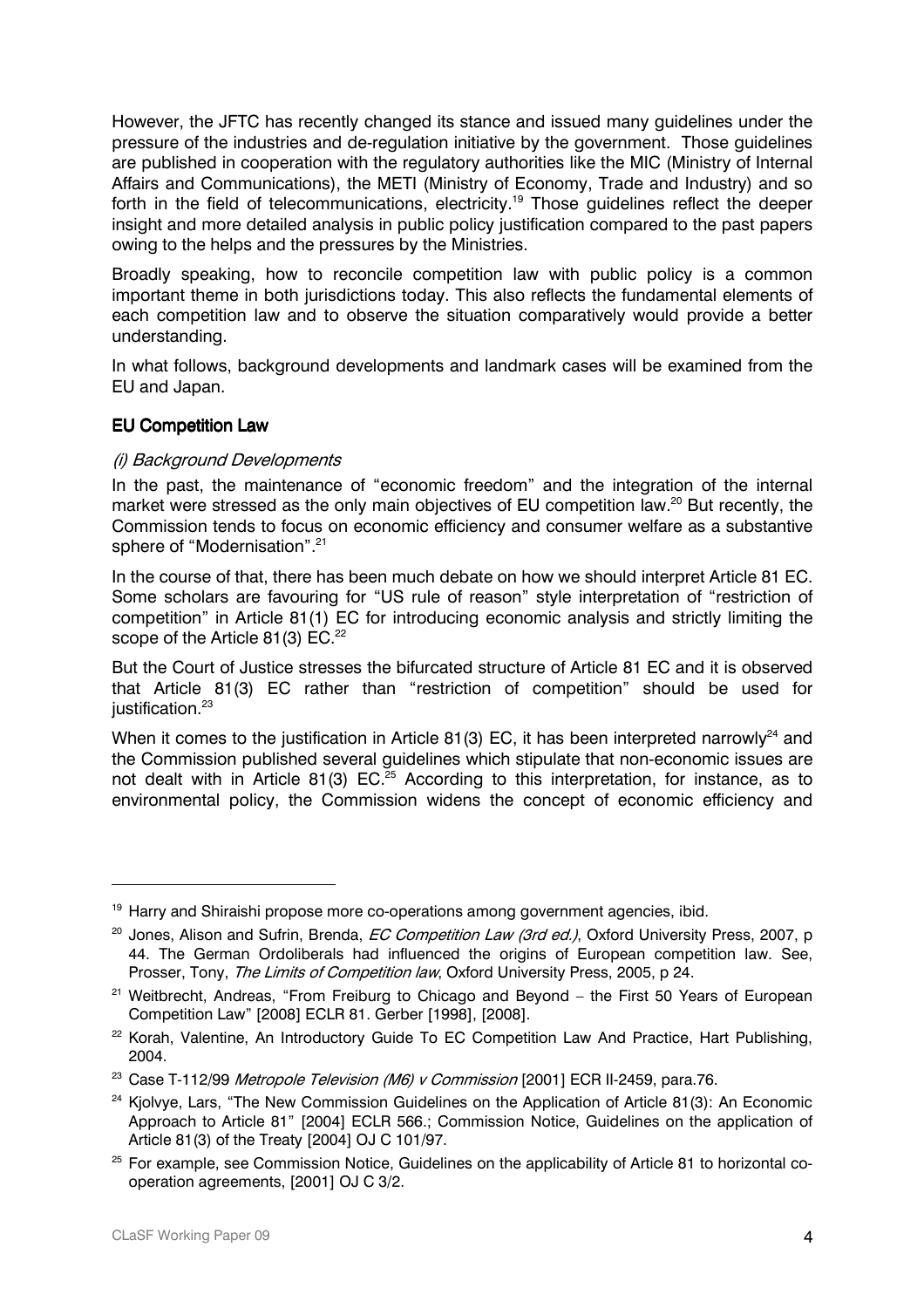However, the JFTC has recently changed its stance and issued many guidelines under the pressure of the industries and de-regulation initiative by the government. Those guidelines are published in cooperation with the regulatory authorities like the MIC (Ministry of Internal Affairs and Communications), the METI (Ministry of Economy, Trade and Industry) and so forth in the field of telecommunications, electricity.[19] Those guidelines reflect the deeper insight and more detailed analysis in public policy justification compared to the past papers owing to the helps and the pressures by the Ministries.

Broadly speaking, how to reconcile competition law with public policy is a common important theme in both jurisdictions today. This also reflects the fundamental elements of each competition law and to observe the situation comparatively would provide a better understanding.

In what follows, background developments and landmark cases will be examined from the EU and Japan.

### EU Competition Law

*(i) Background Developments*

In the past, the maintenance of "economic freedom" and the integration of the internal market were stressed as the only main objectives of EU competition law.[20] But recently, the Commission tends to focus on economic efficiency and consumer welfare as a substantive sphere of "Modernisation".[21]

In the course of that, there has been much debate on how we should interpret Article 81 EC. Some scholars are favouring for "US rule of reason" style interpretation of "restriction of competition" in Article 81(1) EC for introducing economic analysis and strictly limiting the scope of the Article 81(3) EC.[22]

But the Court of Justice stresses the bifurcated structure of Article 81 EC and it is observed that Article 81(3) EC rather than "restriction of competition" should be used for justification.[23]

When it comes to the justification in Article 81(3) EC, it has been interpreted narrowly[24] and the Commission published several guidelines which stipulate that non-economic issues are not dealt with in Article 81(3) EC.[25] According to this interpretation, for instance, as to environmental policy, the Commission widens the concept of economic efficiency and

---

[19] Harry and Shiraishi propose more co-operations among government agencies, ibid.

[20] Jones, Alison and Sufrin, Brenda, *EC Competition Law (3rd ed.)*, Oxford University Press, 2007, p 44. The German Ordoliberals had influenced the origins of European competition law. See, Prosser, Tony, *The Limits of Competition law*, Oxford University Press, 2005, p 24.

[21] Weitbrecht, Andreas, "From Freiburg to Chicago and Beyond – the First 50 Years of European Competition Law" [2008] ECLR 81. Gerber [1998], [2008].

[22] Korah, Valentine, An Introductory Guide To EC Competition Law And Practice, Hart Publishing, 2004.

[23] Case T-112/99 *Metropole Television (M6) v Commission* [2001] ECR II-2459, para.76.

[24] Kjolvye, Lars, "The New Commission Guidelines on the Application of Article 81(3): An Economic Approach to Article 81" [2004] ECLR 566.; Commission Notice, Guidelines on the application of Article 81(3) of the Treaty [2004] OJ C 101/97.

[25] For example, see Commission Notice, Guidelines on the applicability of Article 81 to horizontal co-operation agreements, [2001] OJ C 3/2.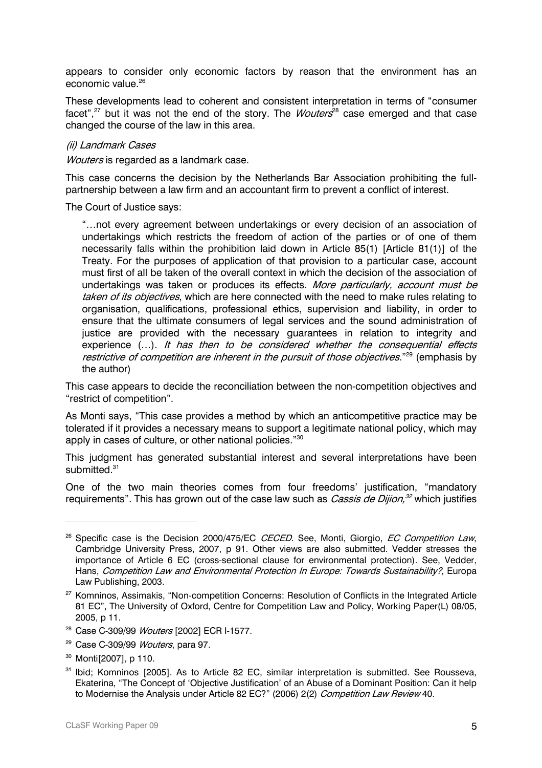appears to consider only economic factors by reason that the environment has an economic value.[26]

These developments lead to coherent and consistent interpretation in terms of "consumer facet",[27] but it was not the end of the story. The *Wouters*[28] case emerged and that case changed the course of the law in this area.

*(ii) Landmark Cases*

*Wouters* is regarded as a landmark case.

This case concerns the decision by the Netherlands Bar Association prohibiting the full-partnership between a law firm and an accountant firm to prevent a conflict of interest.

The Court of Justice says:

> "…not every agreement between undertakings or every decision of an association of undertakings which restricts the freedom of action of the parties or of one of them necessarily falls within the prohibition laid down in Article 85(1) [Article 81(1)] of the Treaty. For the purposes of application of that provision to a particular case, account must first of all be taken of the overall context in which the decision of the association of undertakings was taken or produces its effects. *More particularly, account must be taken of its objectives*, which are here connected with the need to make rules relating to organisation, qualifications, professional ethics, supervision and liability, in order to ensure that the ultimate consumers of legal services and the sound administration of justice are provided with the necessary guarantees in relation to integrity and experience (…). *It has then to be considered whether the consequential effects restrictive of competition are inherent in the pursuit of those objectives.*"[29] (emphasis by the author)

This case appears to decide the reconciliation between the non-competition objectives and "restrict of competition".

As Monti says, "This case provides a method by which an anticompetitive practice may be tolerated if it provides a necessary means to support a legitimate national policy, which may apply in cases of culture, or other national policies."[30]

This judgment has generated substantial interest and several interpretations have been submitted.[31]

One of the two main theories comes from four freedoms' justification, "mandatory requirements". This has grown out of the case law such as *Cassis de Dijion*,[32] which justifies

---

[26] Specific case is the Decision 2000/475/EC *CECED*. See, Monti, Giorgio, *EC Competition Law*, Cambridge University Press, 2007, p 91. Other views are also submitted. Vedder stresses the importance of Article 6 EC (cross-sectional clause for environmental protection). See, Vedder, Hans, *Competition Law and Environmental Protection In Europe: Towards Sustainability?*, Europa Law Publishing, 2003.

[27] Komninos, Assimakis, "Non-competition Concerns: Resolution of Conflicts in the Integrated Article 81 EC", The University of Oxford, Centre for Competition Law and Policy, Working Paper(L) 08/05, 2005, p 11.

[28] Case C-309/99 *Wouters* [2002] ECR I-1577.

[29] Case C-309/99 *Wouters*, para 97.

[30] Monti[2007], p 110.

[31] Ibid; Komninos [2005]. As to Article 82 EC, similar interpretation is submitted. See Rousseva, Ekaterina, "The Concept of 'Objective Justification' of an Abuse of a Dominant Position: Can it help to Modernise the Analysis under Article 82 EC?" (2006) 2(2) *Competition Law Review* 40.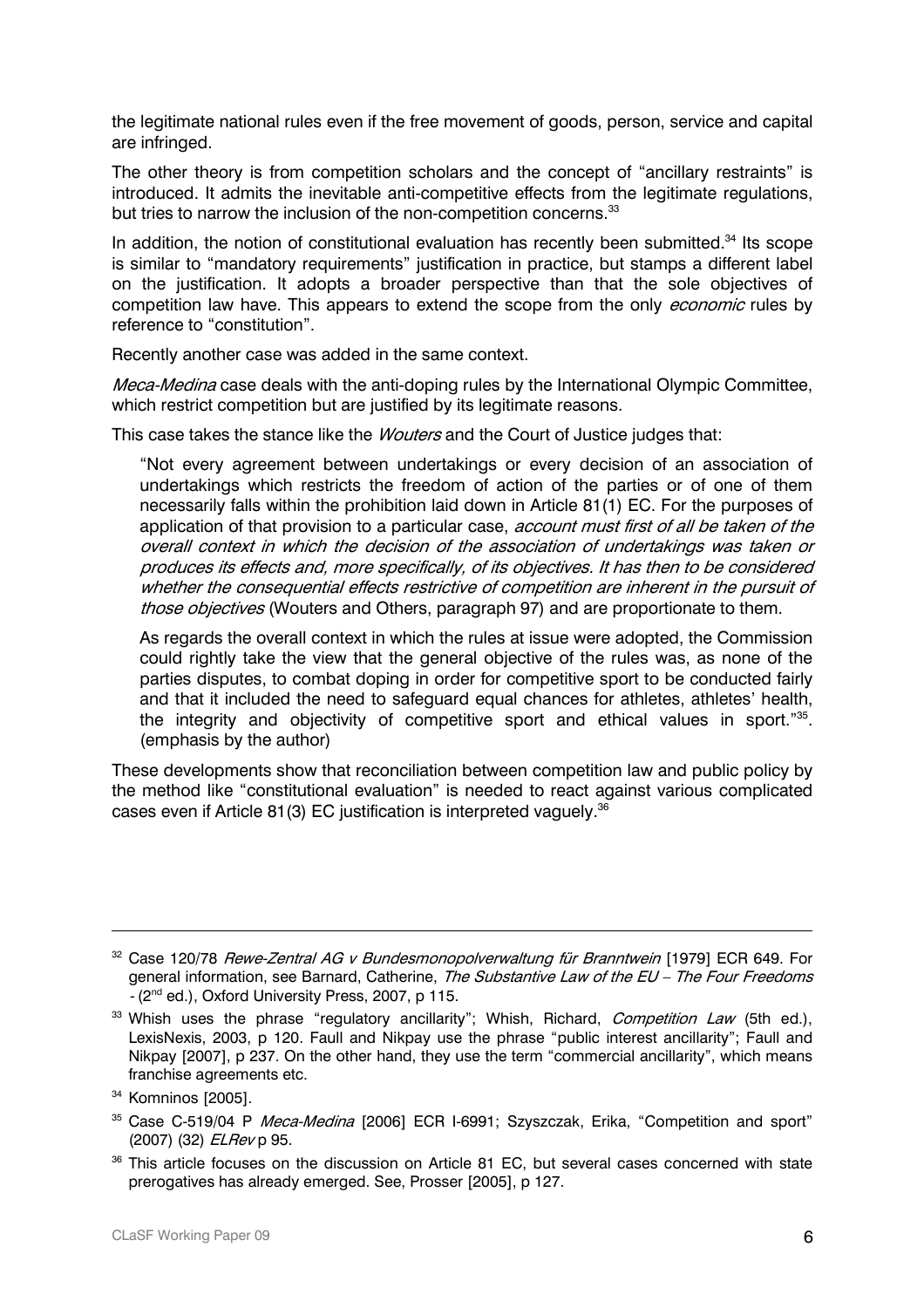the legitimate national rules even if the free movement of goods, person, service and capital are infringed.

The other theory is from competition scholars and the concept of "ancillary restraints" is introduced. It admits the inevitable anti-competitive effects from the legitimate regulations, but tries to narrow the inclusion of the non-competition concerns.[33]

In addition, the notion of constitutional evaluation has recently been submitted.[34] Its scope is similar to "mandatory requirements" justification in practice, but stamps a different label on the justification. It adopts a broader perspective than that the sole objectives of competition law have. This appears to extend the scope from the only *economic* rules by reference to "constitution".

Recently another case was added in the same context.

*Meca-Medina* case deals with the anti-doping rules by the International Olympic Committee, which restrict competition but are justified by its legitimate reasons.

This case takes the stance like the *Wouters* and the Court of Justice judges that:

> "Not every agreement between undertakings or every decision of an association of undertakings which restricts the freedom of action of the parties or of one of them necessarily falls within the prohibition laid down in Article 81(1) EC. For the purposes of application of that provision to a particular case, *account must first of all be taken of the overall context in which the decision of the association of undertakings was taken or produces its effects and, more specifically, of its objectives. It has then to be considered whether the consequential effects restrictive of competition are inherent in the pursuit of those objectives* (Wouters and Others, paragraph 97) and are proportionate to them.
>
> As regards the overall context in which the rules at issue were adopted, the Commission could rightly take the view that the general objective of the rules was, as none of the parties disputes, to combat doping in order for competitive sport to be conducted fairly and that it included the need to safeguard equal chances for athletes, athletes' health, the integrity and objectivity of competitive sport and ethical values in sport."[35]. (emphasis by the author)

These developments show that reconciliation between competition law and public policy by the method like "constitutional evaluation" is needed to react against various complicated cases even if Article 81(3) EC justification is interpreted vaguely.[36]

---

[32] Case 120/78 *Rewe-Zentral AG v Bundesmonopolverwaltung für Branntwein* [1979] ECR 649. For general information, see Barnard, Catherine, *The Substantive Law of the EU – The Four Freedoms -* (2nd ed.), Oxford University Press, 2007, p 115.

[33] Whish uses the phrase "regulatory ancillarity"; Whish, Richard, *Competition Law* (5th ed.), LexisNexis, 2003, p 120. Faull and Nikpay use the phrase "public interest ancillarity"; Faull and Nikpay [2007], p 237. On the other hand, they use the term "commercial ancillarity", which means franchise agreements etc.

[34] Komninos [2005].

[35] Case C-519/04 P *Meca-Medina* [2006] ECR I-6991; Szyszczak, Erika, "Competition and sport" (2007) (32) *ELRev* p 95.

[36] This article focuses on the discussion on Article 81 EC, but several cases concerned with state prerogatives has already emerged. See, Prosser [2005], p 127.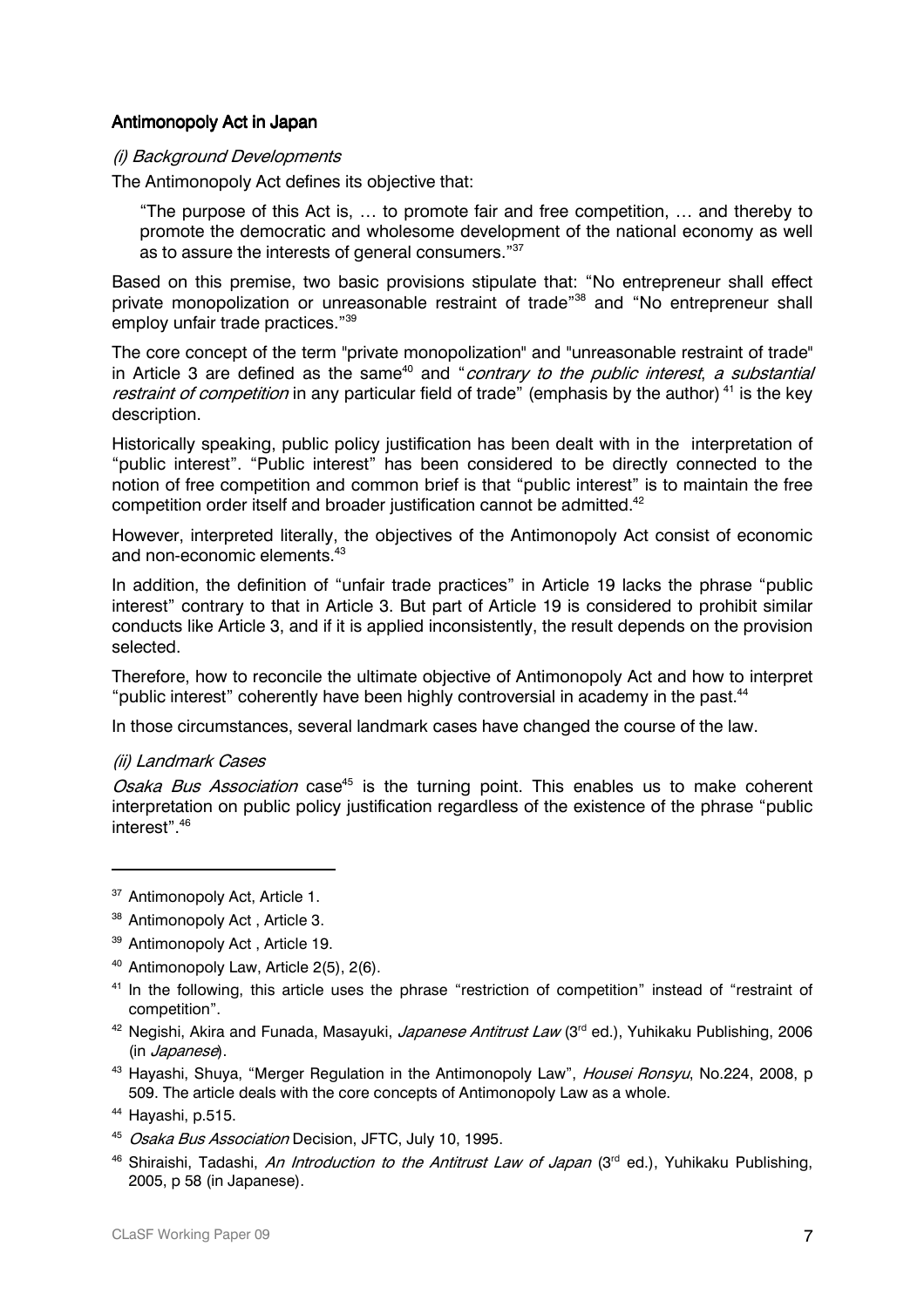## Antimonopoly Act in Japan

### *(i) Background Developments*

The Antimonopoly Act defines its objective that:

> "The purpose of this Act is, … to promote fair and free competition, … and thereby to promote the democratic and wholesome development of the national economy as well as to assure the interests of general consumers."[37]

Based on this premise, two basic provisions stipulate that: "No entrepreneur shall effect private monopolization or unreasonable restraint of trade"[38] and "No entrepreneur shall employ unfair trade practices."[39]

The core concept of the term "private monopolization" and "unreasonable restraint of trade" in Article 3 are defined as the same[40] and "*contrary to the public interest*, *a substantial restraint of competition* in any particular field of trade" (emphasis by the author)[41] is the key description.

Historically speaking, public policy justification has been dealt with in the interpretation of "public interest". "Public interest" has been considered to be directly connected to the notion of free competition and common brief is that "public interest" is to maintain the free competition order itself and broader justification cannot be admitted.[42]

However, interpreted literally, the objectives of the Antimonopoly Act consist of economic and non-economic elements.[43]

In addition, the definition of "unfair trade practices" in Article 19 lacks the phrase "public interest" contrary to that in Article 3. But part of Article 19 is considered to prohibit similar conducts like Article 3, and if it is applied inconsistently, the result depends on the provision selected.

Therefore, how to reconcile the ultimate objective of Antimonopoly Act and how to interpret "public interest" coherently have been highly controversial in academy in the past.[44]

In those circumstances, several landmark cases have changed the course of the law.

### *(ii) Landmark Cases*

*Osaka Bus Association* case[45] is the turning point. This enables us to make coherent interpretation on public policy justification regardless of the existence of the phrase "public interest".[46]

---

[37] Antimonopoly Act, Article 1.

[38] Antimonopoly Act , Article 3.

[39] Antimonopoly Act , Article 19.

[40] Antimonopoly Law, Article 2(5), 2(6).

[41] In the following, this article uses the phrase "restriction of competition" instead of "restraint of competition".

[42] Negishi, Akira and Funada, Masayuki, *Japanese Antitrust Law* (3rd ed.), Yuhikaku Publishing, 2006 (in *Japanese*).

[43] Hayashi, Shuya, "Merger Regulation in the Antimonopoly Law", *Housei Ronsyu*, No.224, 2008, p 509. The article deals with the core concepts of Antimonopoly Law as a whole.

[44] Hayashi, p.515.

[45] *Osaka Bus Association* Decision, JFTC, July 10, 1995.

[46] Shiraishi, Tadashi, *An Introduction to the Antitrust Law of Japan* (3rd ed.), Yuhikaku Publishing, 2005, p 58 (in Japanese).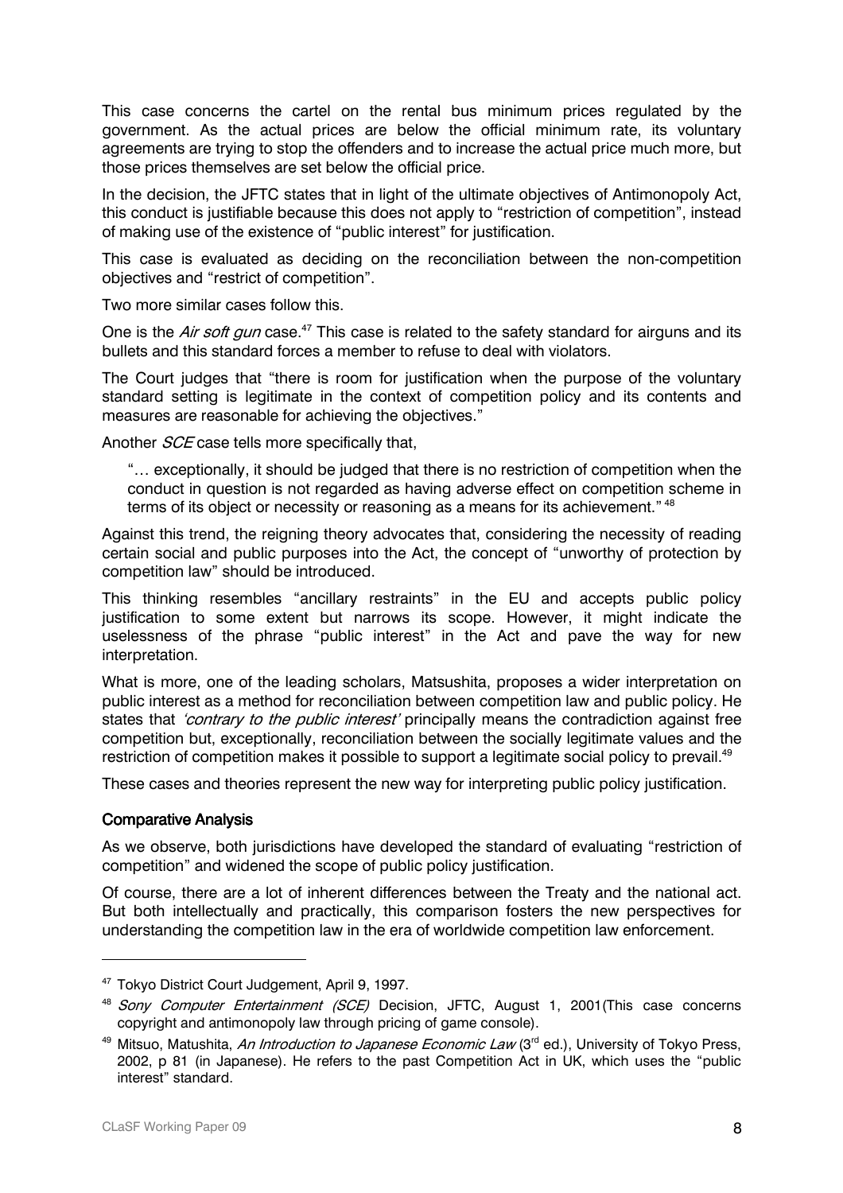This case concerns the cartel on the rental bus minimum prices regulated by the government. As the actual prices are below the official minimum rate, its voluntary agreements are trying to stop the offenders and to increase the actual price much more, but those prices themselves are set below the official price.

In the decision, the JFTC states that in light of the ultimate objectives of Antimonopoly Act, this conduct is justifiable because this does not apply to "restriction of competition", instead of making use of the existence of "public interest" for justification.

This case is evaluated as deciding on the reconciliation between the non-competition objectives and "restrict of competition".

Two more similar cases follow this.

One is the *Air soft gun* case.[47] This case is related to the safety standard for airguns and its bullets and this standard forces a member to refuse to deal with violators.

The Court judges that "there is room for justification when the purpose of the voluntary standard setting is legitimate in the context of competition policy and its contents and measures are reasonable for achieving the objectives."

Another *SCE* case tells more specifically that,

> "… exceptionally, it should be judged that there is no restriction of competition when the conduct in question is not regarded as having adverse effect on competition scheme in terms of its object or necessity or reasoning as a means for its achievement." [48]

Against this trend, the reigning theory advocates that, considering the necessity of reading certain social and public purposes into the Act, the concept of "unworthy of protection by competition law" should be introduced.

This thinking resembles "ancillary restraints" in the EU and accepts public policy justification to some extent but narrows its scope. However, it might indicate the uselessness of the phrase "public interest" in the Act and pave the way for new interpretation.

What is more, one of the leading scholars, Matsushita, proposes a wider interpretation on public interest as a method for reconciliation between competition law and public policy. He states that *'contrary to the public interest'* principally means the contradiction against free competition but, exceptionally, reconciliation between the socially legitimate values and the restriction of competition makes it possible to support a legitimate social policy to prevail.[49]

These cases and theories represent the new way for interpreting public policy justification.

### Comparative Analysis

As we observe, both jurisdictions have developed the standard of evaluating "restriction of competition" and widened the scope of public policy justification.

Of course, there are a lot of inherent differences between the Treaty and the national act. But both intellectually and practically, this comparison fosters the new perspectives for understanding the competition law in the era of worldwide competition law enforcement.

---

[47] Tokyo District Court Judgement, April 9, 1997.

[48] *Sony Computer Entertainment (SCE)* Decision, JFTC, August 1, 2001(This case concerns copyright and antimonopoly law through pricing of game console).

[49] Mitsuo, Matushita, *An Introduction to Japanese Economic Law* (3rd ed.), University of Tokyo Press, 2002, p 81 (in Japanese). He refers to the past Competition Act in UK, which uses the "public interest" standard.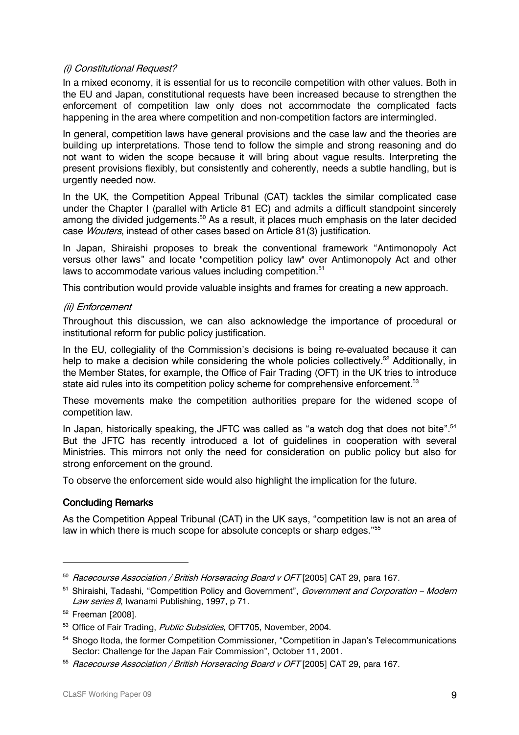*(i) Constitutional Request?*

In a mixed economy, it is essential for us to reconcile competition with other values. Both in the EU and Japan, constitutional requests have been increased because to strengthen the enforcement of competition law only does not accommodate the complicated facts happening in the area where competition and non-competition factors are intermingled.

In general, competition laws have general provisions and the case law and the theories are building up interpretations. Those tend to follow the simple and strong reasoning and do not want to widen the scope because it will bring about vague results. Interpreting the present provisions flexibly, but consistently and coherently, needs a subtle handling, but is urgently needed now.

In the UK, the Competition Appeal Tribunal (CAT) tackles the similar complicated case under the Chapter I (parallel with Article 81 EC) and admits a difficult standpoint sincerely among the divided judgements.[50] As a result, it places much emphasis on the later decided case *Wouters*, instead of other cases based on Article 81(3) justification.

In Japan, Shiraishi proposes to break the conventional framework "Antimonopoly Act versus other laws" and locate "competition policy law" over Antimonopoly Act and other laws to accommodate various values including competition.[51]

This contribution would provide valuable insights and frames for creating a new approach.

*(ii) Enforcement*

Throughout this discussion, we can also acknowledge the importance of procedural or institutional reform for public policy justification.

In the EU, collegiality of the Commission's decisions is being re-evaluated because it can help to make a decision while considering the whole policies collectively.[52] Additionally, in the Member States, for example, the Office of Fair Trading (OFT) in the UK tries to introduce state aid rules into its competition policy scheme for comprehensive enforcement.[53]

These movements make the competition authorities prepare for the widened scope of competition law.

In Japan, historically speaking, the JFTC was called as "a watch dog that does not bite".[54] But the JFTC has recently introduced a lot of guidelines in cooperation with several Ministries. This mirrors not only the need for consideration on public policy but also for strong enforcement on the ground.

To observe the enforcement side would also highlight the implication for the future.

## Concluding Remarks

As the Competition Appeal Tribunal (CAT) in the UK says, "competition law is not an area of law in which there is much scope for absolute concepts or sharp edges."[55]

---

[50] *Racecourse Association / British Horseracing Board v OFT* [2005] CAT 29, para 167.

[51] Shiraishi, Tadashi, "Competition Policy and Government", *Government and Corporation – Modern Law series 8*, Iwanami Publishing, 1997, p 71.

[52] Freeman [2008].

[53] Office of Fair Trading, *Public Subsidies*, OFT705, November, 2004.

[54] Shogo Itoda, the former Competition Commissioner, "Competition in Japan's Telecommunications Sector: Challenge for the Japan Fair Commission", October 11, 2001.

[55] *Racecourse Association / British Horseracing Board v OFT* [2005] CAT 29, para 167.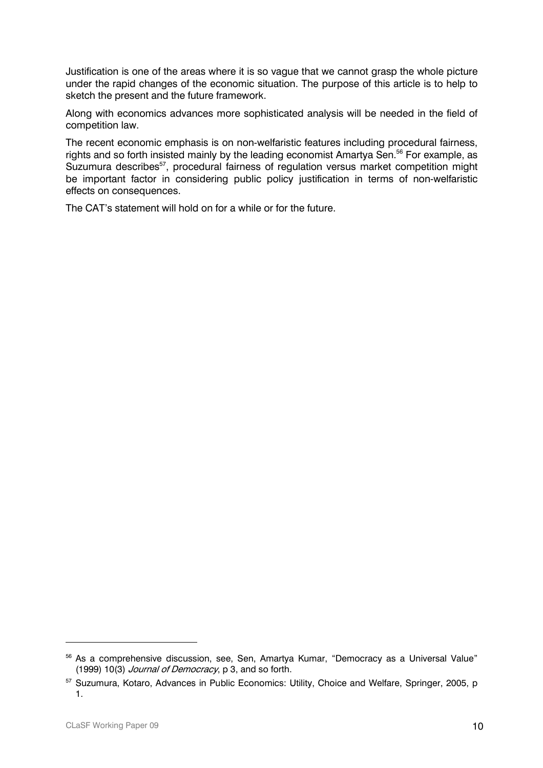Justification is one of the areas where it is so vague that we cannot grasp the whole picture under the rapid changes of the economic situation. The purpose of this article is to help to sketch the present and the future framework.

Along with economics advances more sophisticated analysis will be needed in the field of competition law.

The recent economic emphasis is on non-welfaristic features including procedural fairness, rights and so forth insisted mainly by the leading economist Amartya Sen.[56] For example, as Suzumura describes[57], procedural fairness of regulation versus market competition might be important factor in considering public policy justification in terms of non-welfaristic effects on consequences.

The CAT's statement will hold on for a while or for the future.

---

[56] As a comprehensive discussion, see, Sen, Amartya Kumar, "Democracy as a Universal Value" (1999) 10(3) *Journal of Democracy*, p 3, and so forth.

[57] Suzumura, Kotaro, Advances in Public Economics: Utility, Choice and Welfare, Springer, 2005, p 1.